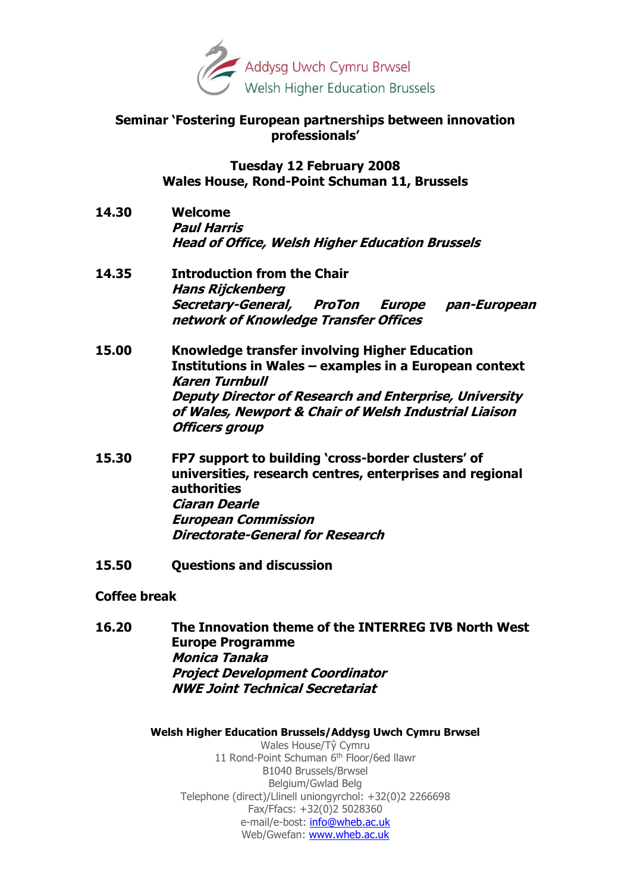Addysg Uwch Cymru Brwsel
Welsh Higher Education Brussels

# Seminar 'Fostering European partnerships between innovation professionals'

**Tuesday 12 February 2008**
**Wales House, Rond-Point Schuman 11, Brussels**

**14.30** **Welcome**
***Paul Harris***
***Head of Office, Welsh Higher Education Brussels***

**14.35** **Introduction from the Chair**
***Hans Rijckenberg***
***Secretary-General, ProTon Europe pan-European network of Knowledge Transfer Offices***

**15.00** **Knowledge transfer involving Higher Education Institutions in Wales – examples in a European context**
***Karen Turnbull***
***Deputy Director of Research and Enterprise, University of Wales, Newport & Chair of Welsh Industrial Liaison Officers group***

**15.30** **FP7 support to building 'cross-border clusters' of universities, research centres, enterprises and regional authorities**
***Ciaran Dearle***
***European Commission***
***Directorate-General for Research***

**15.50** **Questions and discussion**

**Coffee break**

**16.20** **The Innovation theme of the INTERREG IVB North West Europe Programme**
***Monica Tanaka***
***Project Development Coordinator***
***NWE Joint Technical Secretariat***

**Welsh Higher Education Brussels/Addysg Uwch Cymru Brwsel**
Wales House/Tŷ Cymru
11 Rond-Point Schuman 6th Floor/6ed llawr
B1040 Brussels/Brwsel
Belgium/Gwlad Belg
Telephone (direct)/Llinell uniongyrchol: +32(0)2 2266698
Fax/Ffacs: +32(0)2 5028360
e-mail/e-bost: info@wheb.ac.uk
Web/Gwefan: www.wheb.ac.uk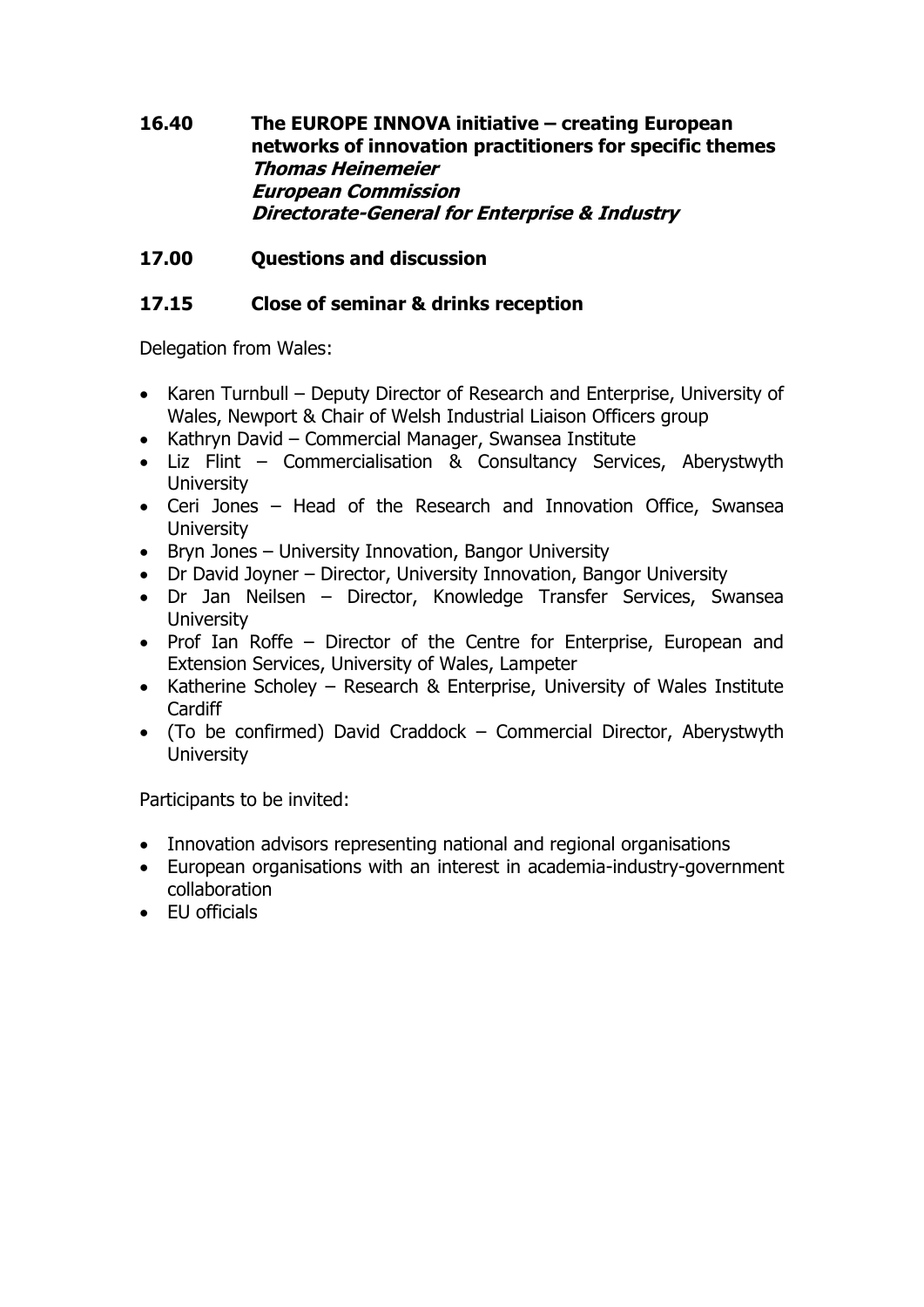**16.40 The EUROPE INNOVA initiative – creating European networks of innovation practitioners for specific themes**
***Thomas Heinemeier***
***European Commission***
***Directorate-General for Enterprise & Industry***

**17.00 Questions and discussion**

**17.15 Close of seminar & drinks reception**

Delegation from Wales:

- Karen Turnbull – Deputy Director of Research and Enterprise, University of Wales, Newport & Chair of Welsh Industrial Liaison Officers group
- Kathryn David – Commercial Manager, Swansea Institute
- Liz Flint – Commercialisation & Consultancy Services, Aberystwyth University
- Ceri Jones – Head of the Research and Innovation Office, Swansea University
- Bryn Jones – University Innovation, Bangor University
- Dr David Joyner – Director, University Innovation, Bangor University
- Dr Jan Neilsen – Director, Knowledge Transfer Services, Swansea University
- Prof Ian Roffe – Director of the Centre for Enterprise, European and Extension Services, University of Wales, Lampeter
- Katherine Scholey – Research & Enterprise, University of Wales Institute Cardiff
- (To be confirmed) David Craddock – Commercial Director, Aberystwyth University

Participants to be invited:

- Innovation advisors representing national and regional organisations
- European organisations with an interest in academia-industry-government collaboration
- EU officials